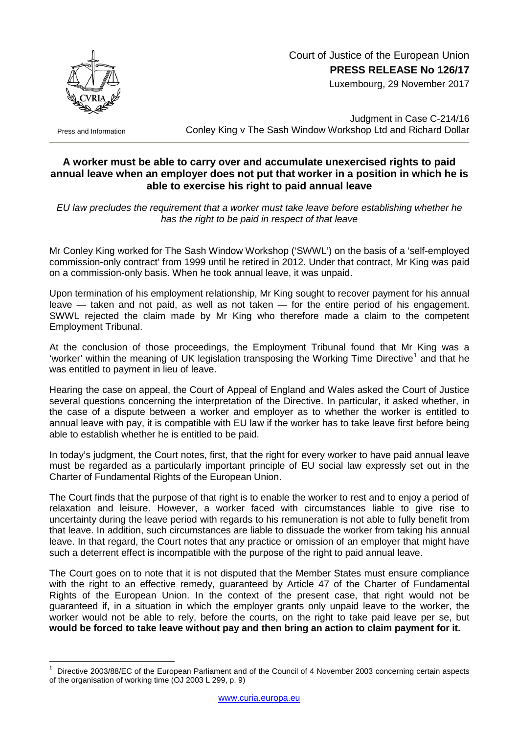Court of Justice of the European Union
**PRESS RELEASE No 126/17**
Luxembourg, 29 November 2017

Press and Information

Judgment in Case C-214/16
Conley King v The Sash Window Workshop Ltd and Richard Dollar

## A worker must be able to carry over and accumulate unexercised rights to paid annual leave when an employer does not put that worker in a position in which he is able to exercise his right to paid annual leave

*EU law precludes the requirement that a worker must take leave before establishing whether he has the right to be paid in respect of that leave*

Mr Conley King worked for The Sash Window Workshop ('SWWL') on the basis of a 'self-employed commission-only contract' from 1999 until he retired in 2012. Under that contract, Mr King was paid on a commission-only basis. When he took annual leave, it was unpaid.

Upon termination of his employment relationship, Mr King sought to recover payment for his annual leave — taken and not paid, as well as not taken — for the entire period of his engagement. SWWL rejected the claim made by Mr King who therefore made a claim to the competent Employment Tribunal.

At the conclusion of those proceedings, the Employment Tribunal found that Mr King was a 'worker' within the meaning of UK legislation transposing the Working Time Directive[1] and that he was entitled to payment in lieu of leave.

Hearing the case on appeal, the Court of Appeal of England and Wales asked the Court of Justice several questions concerning the interpretation of the Directive. In particular, it asked whether, in the case of a dispute between a worker and employer as to whether the worker is entitled to annual leave with pay, it is compatible with EU law if the worker has to take leave first before being able to establish whether he is entitled to be paid.

In today's judgment, the Court notes, first, that the right for every worker to have paid annual leave must be regarded as a particularly important principle of EU social law expressly set out in the Charter of Fundamental Rights of the European Union.

The Court finds that the purpose of that right is to enable the worker to rest and to enjoy a period of relaxation and leisure. However, a worker faced with circumstances liable to give rise to uncertainty during the leave period with regards to his remuneration is not able to fully benefit from that leave. In addition, such circumstances are liable to dissuade the worker from taking his annual leave. In that regard, the Court notes that any practice or omission of an employer that might have such a deterrent effect is incompatible with the purpose of the right to paid annual leave.

The Court goes on to note that it is not disputed that the Member States must ensure compliance with the right to an effective remedy, guaranteed by Article 47 of the Charter of Fundamental Rights of the European Union. In the context of the present case, that right would not be guaranteed if, in a situation in which the employer grants only unpaid leave to the worker, the worker would not be able to rely, before the courts, on the right to take paid leave per se, but **would be forced to take leave without pay and then bring an action to claim payment for it.**

---

[1] Directive 2003/88/EC of the European Parliament and of the Council of 4 November 2003 concerning certain aspects of the organisation of working time (OJ 2003 L 299, p. 9)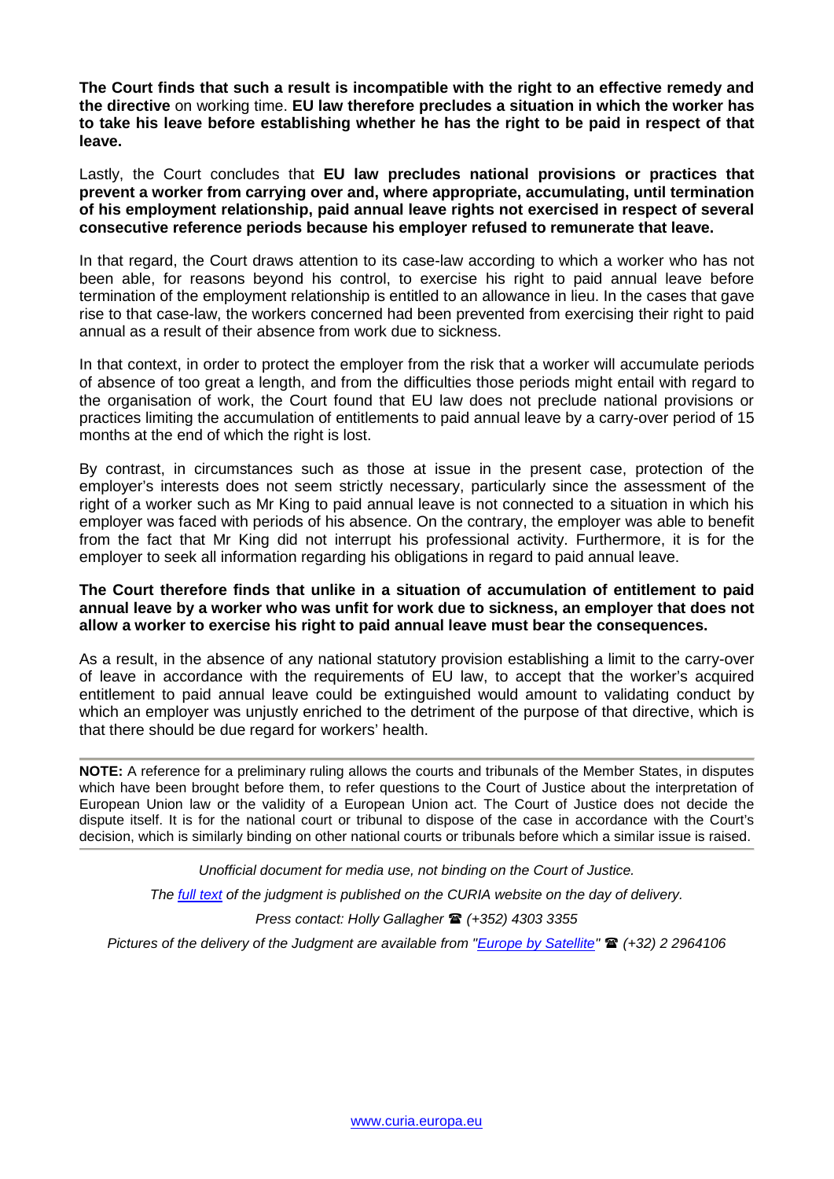**The Court finds that such a result is incompatible with the right to an effective remedy and the directive** on working time. **EU law therefore precludes a situation in which the worker has to take his leave before establishing whether he has the right to be paid in respect of that leave.**

Lastly, the Court concludes that **EU law precludes national provisions or practices that prevent a worker from carrying over and, where appropriate, accumulating, until termination of his employment relationship, paid annual leave rights not exercised in respect of several consecutive reference periods because his employer refused to remunerate that leave.**

In that regard, the Court draws attention to its case-law according to which a worker who has not been able, for reasons beyond his control, to exercise his right to paid annual leave before termination of the employment relationship is entitled to an allowance in lieu. In the cases that gave rise to that case-law, the workers concerned had been prevented from exercising their right to paid annual as a result of their absence from work due to sickness.

In that context, in order to protect the employer from the risk that a worker will accumulate periods of absence of too great a length, and from the difficulties those periods might entail with regard to the organisation of work, the Court found that EU law does not preclude national provisions or practices limiting the accumulation of entitlements to paid annual leave by a carry-over period of 15 months at the end of which the right is lost.

By contrast, in circumstances such as those at issue in the present case, protection of the employer's interests does not seem strictly necessary, particularly since the assessment of the right of a worker such as Mr King to paid annual leave is not connected to a situation in which his employer was faced with periods of his absence. On the contrary, the employer was able to benefit from the fact that Mr King did not interrupt his professional activity. Furthermore, it is for the employer to seek all information regarding his obligations in regard to paid annual leave.

**The Court therefore finds that unlike in a situation of accumulation of entitlement to paid annual leave by a worker who was unfit for work due to sickness, an employer that does not allow a worker to exercise his right to paid annual leave must bear the consequences.**

As a result, in the absence of any national statutory provision establishing a limit to the carry-over of leave in accordance with the requirements of EU law, to accept that the worker's acquired entitlement to paid annual leave could be extinguished would amount to validating conduct by which an employer was unjustly enriched to the detriment of the purpose of that directive, which is that there should be due regard for workers' health.

---

**NOTE:** A reference for a preliminary ruling allows the courts and tribunals of the Member States, in disputes which have been brought before them, to refer questions to the Court of Justice about the interpretation of European Union law or the validity of a European Union act. The Court of Justice does not decide the dispute itself. It is for the national court or tribunal to dispose of the case in accordance with the Court's decision, which is similarly binding on other national courts or tribunals before which a similar issue is raised.

---

*Unofficial document for media use, not binding on the Court of Justice.*

*The full text of the judgment is published on the CURIA website on the day of delivery.*

*Press contact: Holly Gallagher ☎ (+352) 4303 3355*

*Pictures of the delivery of the Judgment are available from "Europe by Satellite" ☎ (+32) 2 2964106*

www.curia.europa.eu